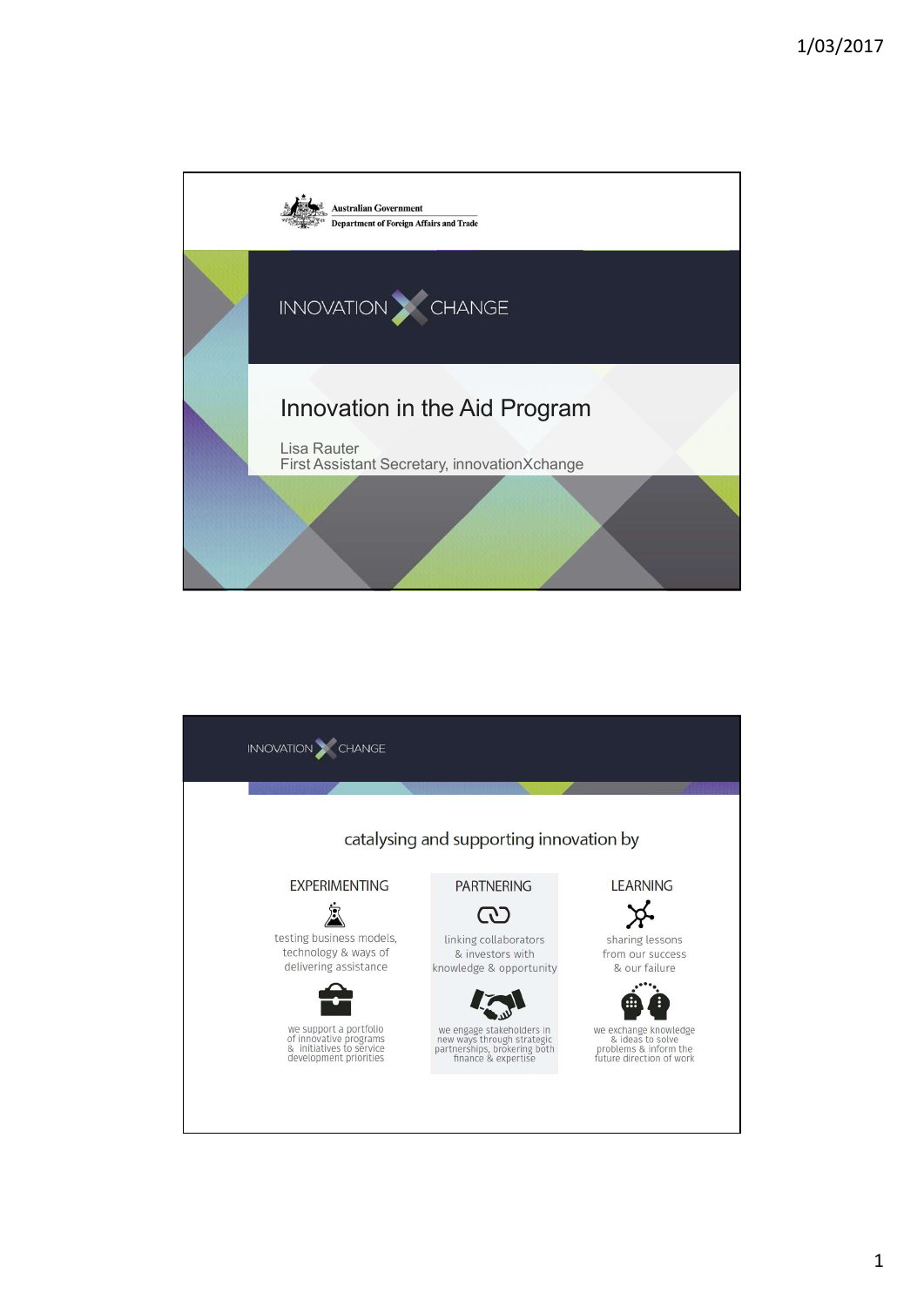Australian Government
Department of Foreign Affairs and Trade

INNOVATION X CHANGE

# Innovation in the Aid Program

Lisa Rauter
First Assistant Secretary, innovationXchange

---

INNOVATION X CHANGE

## catalysing and supporting innovation by

### EXPERIMENTING

testing business models, technology & ways of delivering assistance

we support a portfolio of innovative programs & initiatives to service development priorities

### PARTNERING

linking collaborators & investors with knowledge & opportunity

we engage stakeholders in new ways through strategic partnerships, brokering both finance & expertise

### LEARNING

sharing lessons from our success & our failure

we exchange knowledge & ideas to solve problems & inform the future direction of work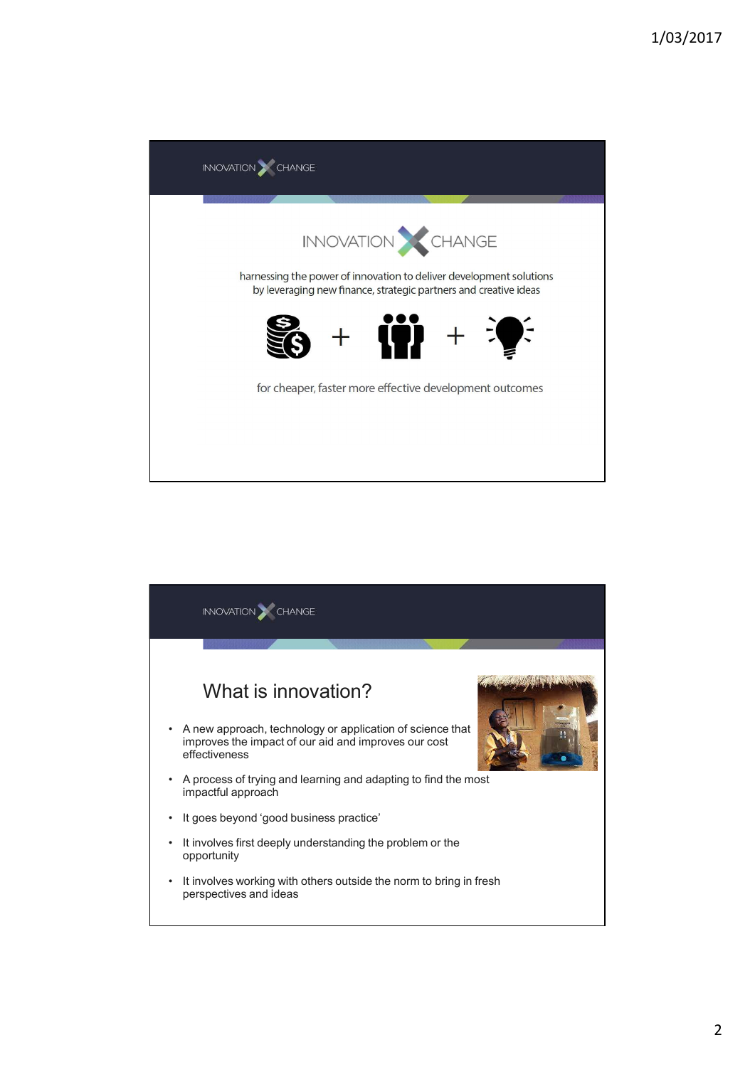INNOVATION CHANGE

INNOVATION CHANGE

harnessing the power of innovation to deliver development solutions by leveraging new finance, strategic partners and creative ideas

+ +

for cheaper, faster more effective development outcomes

INNOVATION CHANGE

## What is innovation?

- A new approach, technology or application of science that improves the impact of our aid and improves our cost effectiveness
- A process of trying and learning and adapting to find the most impactful approach
- It goes beyond 'good business practice'
- It involves first deeply understanding the problem or the opportunity
- It involves working with others outside the norm to bring in fresh perspectives and ideas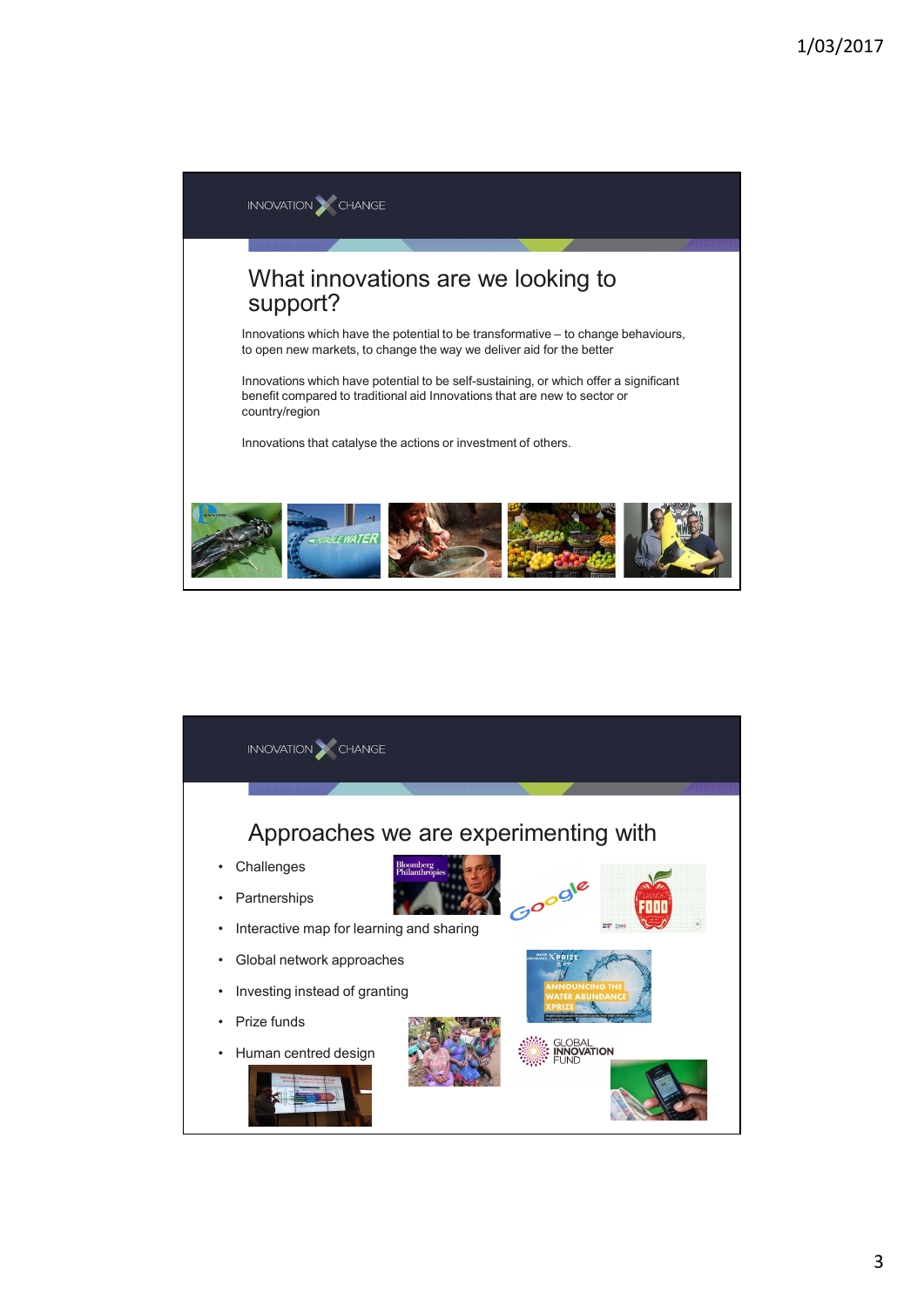INNOVATION X CHANGE

## What innovations are we looking to support?

Innovations which have the potential to be transformative – to change behaviours, to open new markets, to change the way we deliver aid for the better

Innovations which have potential to be self-sustaining, or which offer a significant benefit compared to traditional aid Innovations that are new to sector or country/region

Innovations that catalyse the actions or investment of others.

INNOVATION X CHANGE

## Approaches we are experimenting with

- Challenges
- Partnerships
- Interactive map for learning and sharing
- Global network approaches
- Investing instead of granting
- Prize funds
- Human centred design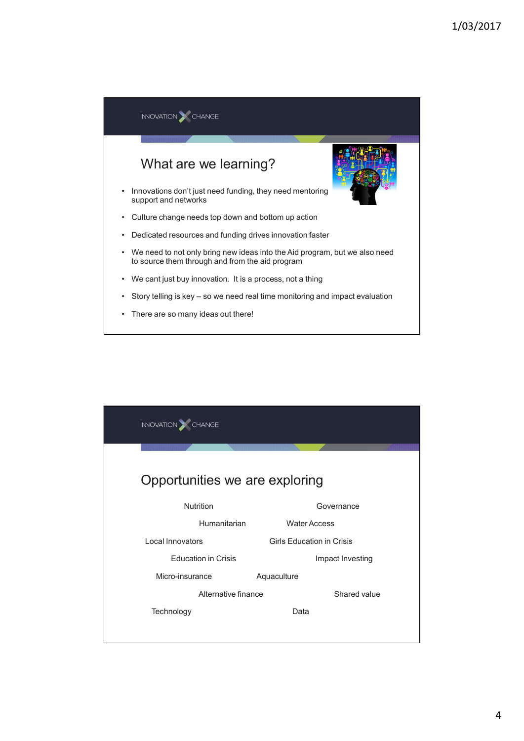INNOVATION X CHANGE

## What are we learning?

- Innovations don't just need funding, they need mentoring support and networks
- Culture change needs top down and bottom up action
- Dedicated resources and funding drives innovation faster
- We need to not only bring new ideas into the Aid program, but we also need to source them through and from the aid program
- We cant just buy innovation. It is a process, not a thing
- Story telling is key – so we need real time monitoring and impact evaluation
- There are so many ideas out there!

INNOVATION X CHANGE

## Opportunities we are exploring

Nutrition

Governance

Humanitarian

Water Access

Local Innovators

Girls Education in Crisis

Education in Crisis

Impact Investing

Micro-insurance

Aquaculture

Alternative finance

Shared value

Technology

Data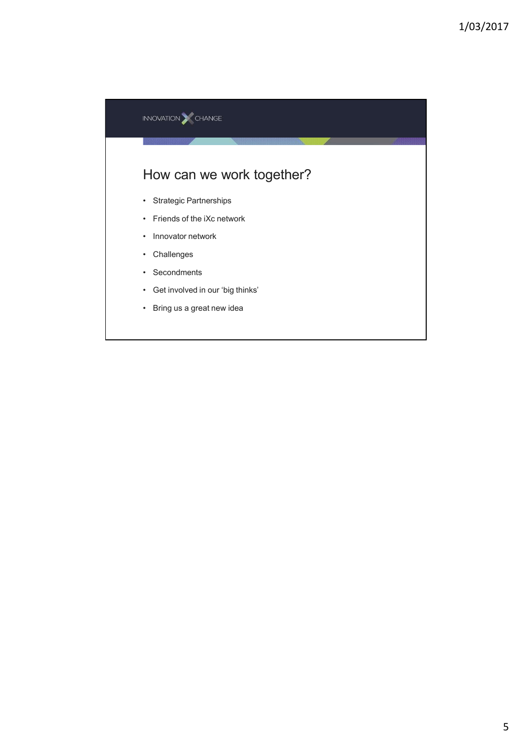INNOVATION CHANGE

## How can we work together?

- Strategic Partnerships
- Friends of the iXc network
- Innovator network
- Challenges
- Secondments
- Get involved in our ‘big thinks’
- Bring us a great new idea